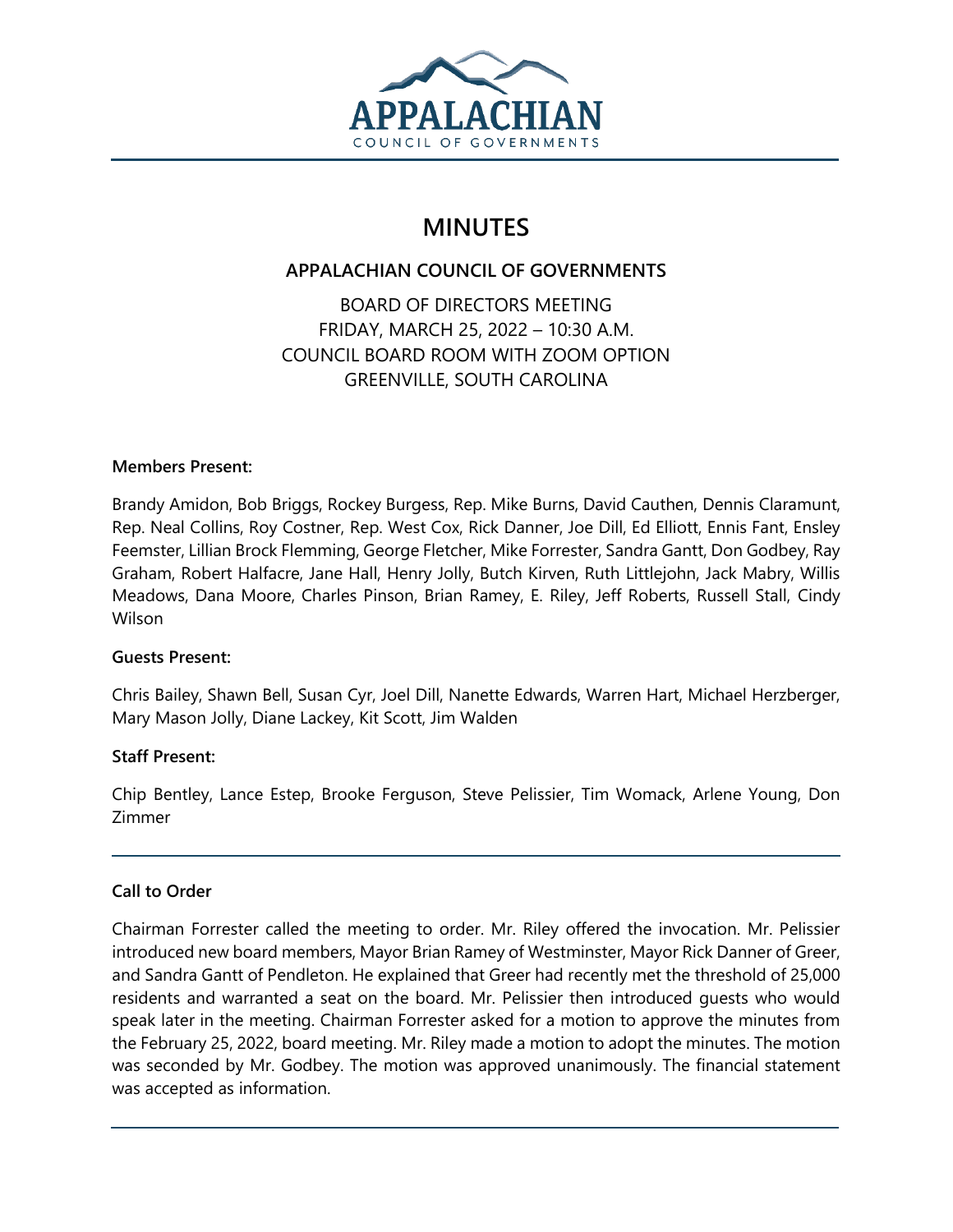# MINUTES

## APPALACHIAN COUNCIL OF GOVERNMENTS

BOARD OF DIRECTORS MEETING
FRIDAY, MARCH 25, 2022 – 10:30 A.M.
COUNCIL BOARD ROOM WITH ZOOM OPTION
GREENVILLE, SOUTH CAROLINA

**Members Present:**

Brandy Amidon, Bob Briggs, Rockey Burgess, Rep. Mike Burns, David Cauthen, Dennis Claramunt, Rep. Neal Collins, Roy Costner, Rep. West Cox, Rick Danner, Joe Dill, Ed Elliott, Ennis Fant, Ensley Feemster, Lillian Brock Flemming, George Fletcher, Mike Forrester, Sandra Gantt, Don Godbey, Ray Graham, Robert Halfacre, Jane Hall, Henry Jolly, Butch Kirven, Ruth Littlejohn, Jack Mabry, Willis Meadows, Dana Moore, Charles Pinson, Brian Ramey, E. Riley, Jeff Roberts, Russell Stall, Cindy Wilson

**Guests Present:**

Chris Bailey, Shawn Bell, Susan Cyr, Joel Dill, Nanette Edwards, Warren Hart, Michael Herzberger, Mary Mason Jolly, Diane Lackey, Kit Scott, Jim Walden

**Staff Present:**

Chip Bentley, Lance Estep, Brooke Ferguson, Steve Pelissier, Tim Womack, Arlene Young, Don Zimmer

---

**Call to Order**

Chairman Forrester called the meeting to order. Mr. Riley offered the invocation. Mr. Pelissier introduced new board members, Mayor Brian Ramey of Westminster, Mayor Rick Danner of Greer, and Sandra Gantt of Pendleton. He explained that Greer had recently met the threshold of 25,000 residents and warranted a seat on the board. Mr. Pelissier then introduced guests who would speak later in the meeting. Chairman Forrester asked for a motion to approve the minutes from the February 25, 2022, board meeting. Mr. Riley made a motion to adopt the minutes. The motion was seconded by Mr. Godbey. The motion was approved unanimously. The financial statement was accepted as information.

---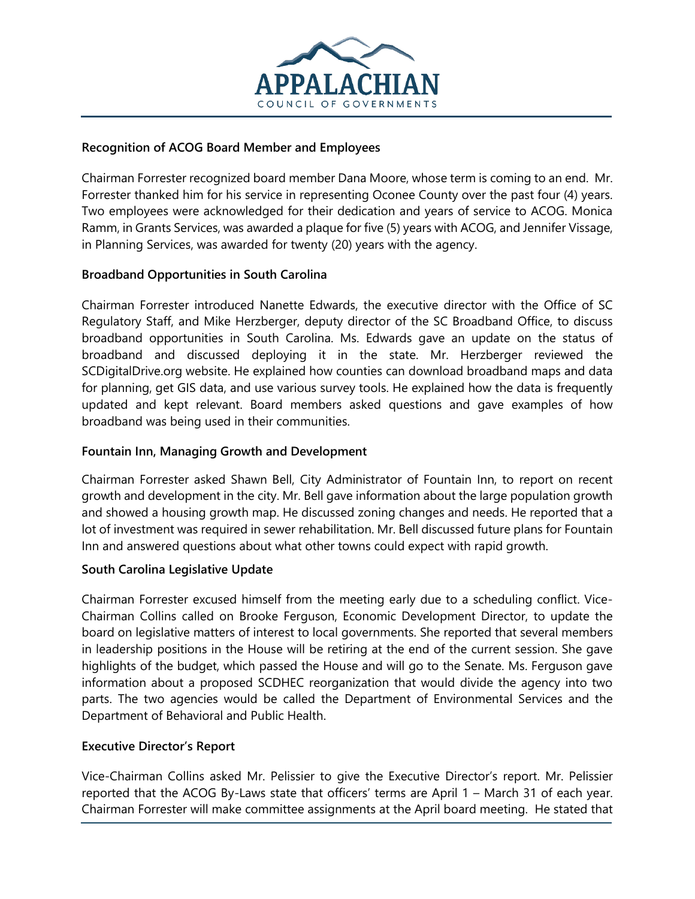### Recognition of ACOG Board Member and Employees

Chairman Forrester recognized board member Dana Moore, whose term is coming to an end. Mr. Forrester thanked him for his service in representing Oconee County over the past four (4) years. Two employees were acknowledged for their dedication and years of service to ACOG. Monica Ramm, in Grants Services, was awarded a plaque for five (5) years with ACOG, and Jennifer Vissage, in Planning Services, was awarded for twenty (20) years with the agency.

### Broadband Opportunities in South Carolina

Chairman Forrester introduced Nanette Edwards, the executive director with the Office of SC Regulatory Staff, and Mike Herzberger, deputy director of the SC Broadband Office, to discuss broadband opportunities in South Carolina. Ms. Edwards gave an update on the status of broadband and discussed deploying it in the state. Mr. Herzberger reviewed the SCDigitalDrive.org website. He explained how counties can download broadband maps and data for planning, get GIS data, and use various survey tools. He explained how the data is frequently updated and kept relevant. Board members asked questions and gave examples of how broadband was being used in their communities.

### Fountain Inn, Managing Growth and Development

Chairman Forrester asked Shawn Bell, City Administrator of Fountain Inn, to report on recent growth and development in the city. Mr. Bell gave information about the large population growth and showed a housing growth map. He discussed zoning changes and needs. He reported that a lot of investment was required in sewer rehabilitation. Mr. Bell discussed future plans for Fountain Inn and answered questions about what other towns could expect with rapid growth.

### South Carolina Legislative Update

Chairman Forrester excused himself from the meeting early due to a scheduling conflict. Vice-Chairman Collins called on Brooke Ferguson, Economic Development Director, to update the board on legislative matters of interest to local governments. She reported that several members in leadership positions in the House will be retiring at the end of the current session. She gave highlights of the budget, which passed the House and will go to the Senate. Ms. Ferguson gave information about a proposed SCDHEC reorganization that would divide the agency into two parts. The two agencies would be called the Department of Environmental Services and the Department of Behavioral and Public Health.

### Executive Director's Report

Vice-Chairman Collins asked Mr. Pelissier to give the Executive Director's report. Mr. Pelissier reported that the ACOG By-Laws state that officers' terms are April 1 – March 31 of each year. Chairman Forrester will make committee assignments at the April board meeting. He stated that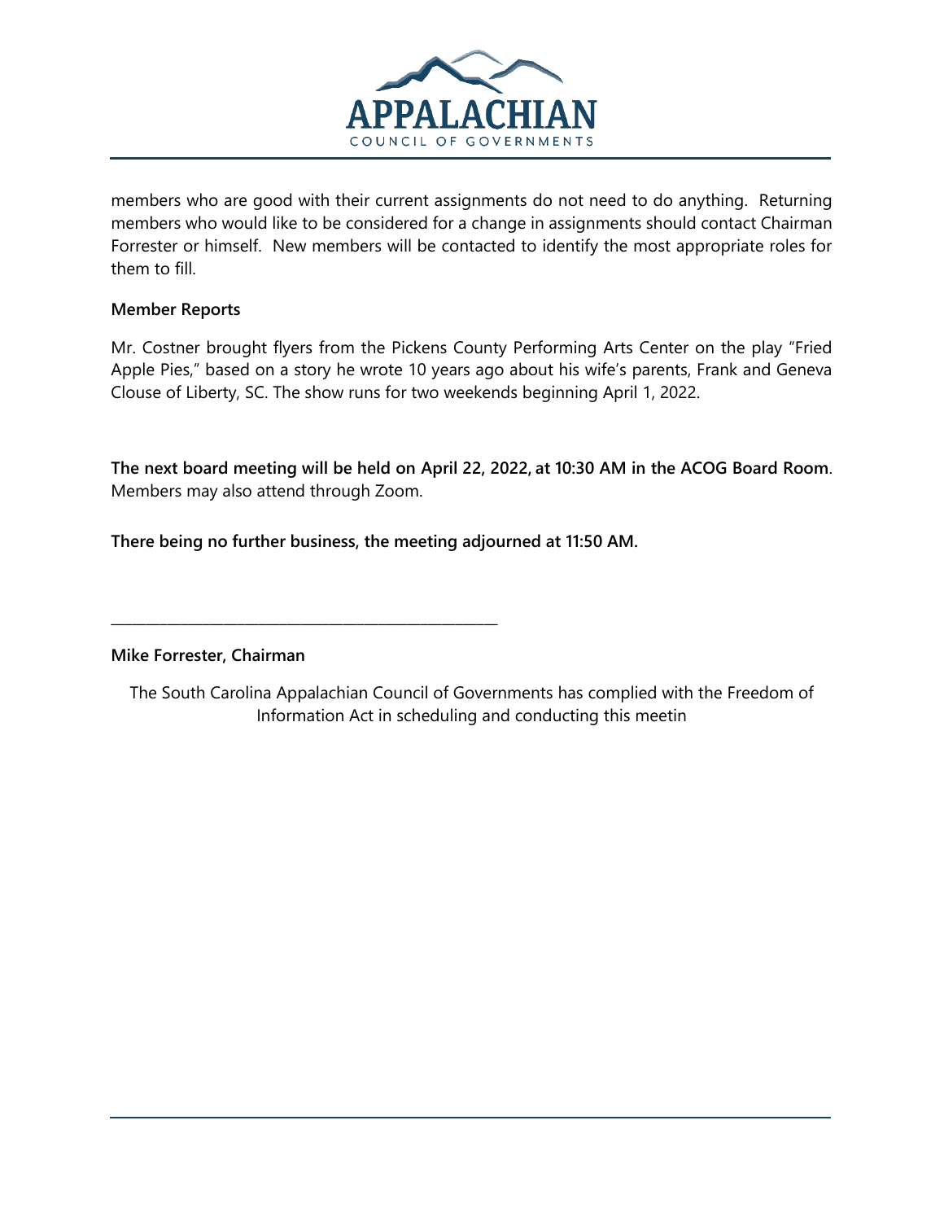members who are good with their current assignments do not need to do anything. Returning members who would like to be considered for a change in assignments should contact Chairman Forrester or himself. New members will be contacted to identify the most appropriate roles for them to fill.

**Member Reports**

Mr. Costner brought flyers from the Pickens County Performing Arts Center on the play "Fried Apple Pies," based on a story he wrote 10 years ago about his wife's parents, Frank and Geneva Clouse of Liberty, SC. The show runs for two weekends beginning April 1, 2022.

**The next board meeting will be held on April 22, 2022, at 10:30 AM in the ACOG Board Room**. Members may also attend through Zoom.

**There being no further business, the meeting adjourned at 11:50 AM.**

\_\_\_\_\_\_\_\_\_\_\_\_\_\_\_\_\_\_\_\_\_\_\_\_\_\_\_\_\_\_\_\_\_\_\_\_\_\_\_\_\_\_\_\_

**Mike Forrester, Chairman**

The South Carolina Appalachian Council of Governments has complied with the Freedom of Information Act in scheduling and conducting this meetin